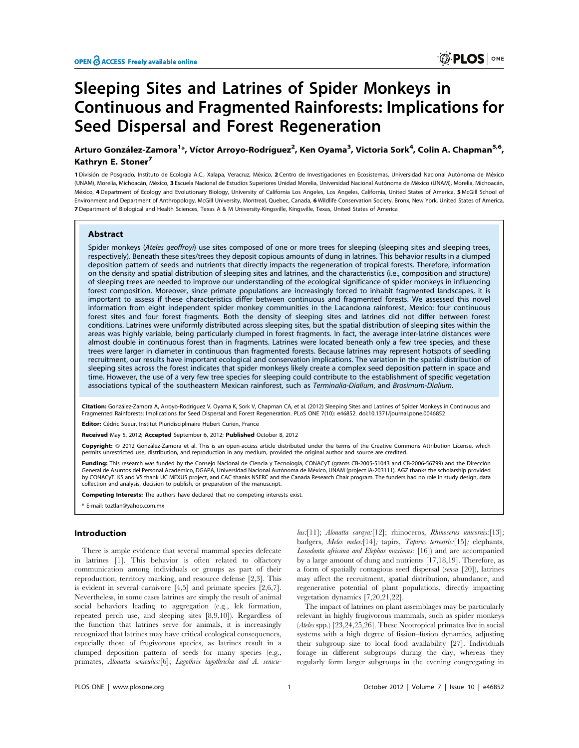# Sleeping Sites and Latrines of Spider Monkeys in Continuous and Fragmented Rainforests: Implications for Seed Dispersal and Forest Regeneration

**Arturo González-Zamora[1]*, Víctor Arroyo-Rodríguez[2], Ken Oyama[3], Victoria Sork[4], Colin A. Chapman[5,6], Kathryn E. Stoner[7]**

1 División de Posgrado, Instituto de Ecología A.C., Xalapa, Veracruz, México, 2 Centro de Investigaciones en Ecosistemas, Universidad Nacional Autónoma de México (UNAM), Morelia, Michoacán, México, 3 Escuela Nacional de Estudios Superiores Unidad Morelia, Universidad Nacional Autónoma de México (UNAM), Morelia, Michoacán, México, 4 Department of Ecology and Evolutionary Biology, University of California Los Angeles, Los Angeles, California, United States of America, 5 McGill School of Environment and Department of Anthropology, McGill University, Montreal, Quebec, Canada, 6 Wildlife Conservation Society, Bronx, New York, United States of America, 7 Department of Biological and Health Sciences, Texas A & M University-Kingsville, Kingsville, Texas, United States of America

## Abstract

Spider monkeys (*Ateles geoffroyi*) use sites composed of one or more trees for sleeping (sleeping sites and sleeping trees, respectively). Beneath these sites/trees they deposit copious amounts of dung in latrines. This behavior results in a clumped deposition pattern of seeds and nutrients that directly impacts the regeneration of tropical forests. Therefore, information on the density and spatial distribution of sleeping sites and latrines, and the characteristics (i.e., composition and structure) of sleeping trees are needed to improve our understanding of the ecological significance of spider monkeys in influencing forest composition. Moreover, since primate populations are increasingly forced to inhabit fragmented landscapes, it is important to assess if these characteristics differ between continuous and fragmented forests. We assessed this novel information from eight independent spider monkey communities in the Lacandona rainforest, Mexico: four continuous forest sites and four forest fragments. Both the density of sleeping sites and latrines did not differ between forest conditions. Latrines were uniformly distributed across sleeping sites, but the spatial distribution of sleeping sites within the areas was highly variable, being particularly clumped in forest fragments. In fact, the average inter-latrine distances were almost double in continuous forest than in fragments. Latrines were located beneath only a few tree species, and these trees were larger in diameter in continuous than fragmented forests. Because latrines may represent hotspots of seedling recruitment, our results have important ecological and conservation implications. The variation in the spatial distribution of sleeping sites across the forest indicates that spider monkeys likely create a complex seed deposition pattern in space and time. However, the use of a very few tree species for sleeping could contribute to the establishment of specific vegetation associations typical of the southeastern Mexican rainforest, such as *Terminalia-Dialium*, and *Brosimum-Dialium*.

**Citation:** González-Zamora A, Arroyo-Rodríguez V, Oyama K, Sork V, Chapman CA, et al. (2012) Sleeping Sites and Latrines of Spider Monkeys in Continuous and Fragmented Rainforests: Implications for Seed Dispersal and Forest Regeneration. PLoS ONE 7(10): e46852. doi:10.1371/journal.pone.0046852

**Editor:** Cédric Sueur, Institut Pluridisciplinaire Hubert Curien, France

**Received** May 5, 2012; **Accepted** September 6, 2012; **Published** October 8, 2012

**Copyright:** © 2012 González-Zamora et al. This is an open-access article distributed under the terms of the Creative Commons Attribution License, which permits unrestricted use, distribution, and reproduction in any medium, provided the original author and source are credited.

**Funding:** This research was funded by the Consejo Nacional de Ciencia y Tecnología, CONACyT (grants CB-2005-51043 and CB-2006-56799) and the Dirección General de Asuntos del Personal Académico, DGAPA, Universidad Nacional Autónoma de México, UNAM (project IA-203111). AGZ thanks the scholarship provided by CONACyT. KS and VS thank UC MEXUS project, and CAC thanks NSERC and the Canada Research Chair program. The funders had no role in study design, data collection and analysis, decision to publish, or preparation of the manuscript.

**Competing Interests:** The authors have declared that no competing interests exist.

* E-mail: toztlan@yahoo.com.mx

## Introduction

There is ample evidence that several mammal species defecate in latrines [1]. This behavior is often related to olfactory communication among individuals or groups as part of their reproduction, territory marking, and resource defense [2,3]. This is evident in several carnivore [4,5] and primate species [2,6,7]. Nevertheless, in some cases latrines are simply the result of animal social behaviors leading to aggregation (e.g., lek formation, repeated perch use, and sleeping sites [8,9,10]). Regardless of the function that latrines serve for animals, it is increasingly recognized that latrines may have critical ecological consequences, especially those of frugivorous species, as latrines result in a clumped deposition pattern of seeds for many species (e.g., primates, *Alouatta seniculus*:[6]; *Lagothrix lagothricha and A. seniculus*:[11]; *Alouatta caraya*:[12]; rhinoceros, *Rhinocerus unicornis*:[13]; badgers, *Meles meles*:[14]; tapirs, *Tapirus terrestris*:[15]; elephants, *Loxodonta africana and Elephas maximus*: [16]) and are accompanied by a large amount of dung and nutrients [17,18,19]. Therefore, as a form of spatially contagious seed dispersal (*sensu* [20]), latrines may affect the recruitment, spatial distribution, abundance, and regenerative potential of plant populations, directly impacting vegetation dynamics [7,20,21,22].

The impact of latrines on plant assemblages may be particularly relevant in highly frugivorous mammals, such as spider monkeys (*Ateles* spp.) [23,24,25,26]. These Neotropical primates live in social systems with a high degree of fission–fusion dynamics, adjusting their subgroup size to local food availability [27]. Individuals forage in different subgroups during the day, whereas they regularly form larger subgroups in the evening congregating in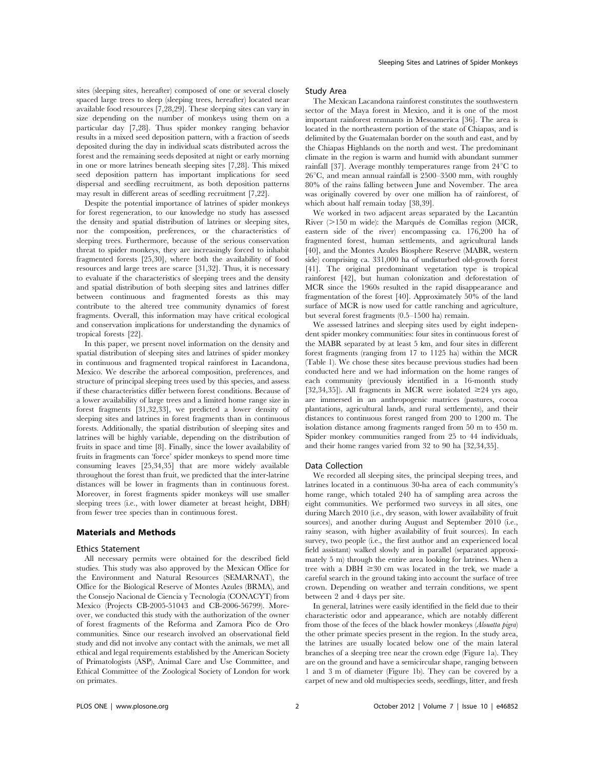sites (sleeping sites, hereafter) composed of one or several closely spaced large trees to sleep (sleeping trees, hereafter) located near available food resources [7,28,29]. These sleeping sites can vary in size depending on the number of monkeys using them on a particular day [7,28]. Thus spider monkey ranging behavior results in a mixed seed deposition pattern, with a fraction of seeds deposited during the day in individual scats distributed across the forest and the remaining seeds deposited at night or early morning in one or more latrines beneath sleeping sites [7,28]. This mixed seed deposition pattern has important implications for seed dispersal and seedling recruitment, as both deposition patterns may result in different areas of seedling recruitment [7,22].

Despite the potential importance of latrines of spider monkeys for forest regeneration, to our knowledge no study has assessed the density and spatial distribution of latrines or sleeping sites, nor the composition, preferences, or the characteristics of sleeping trees. Furthermore, because of the serious conservation threat to spider monkeys, they are increasingly forced to inhabit fragmented forests [25,30], where both the availability of food resources and large trees are scarce [31,32]. Thus, it is necessary to evaluate if the characteristics of sleeping trees and the density and spatial distribution of both sleeping sites and latrines differ between continuous and fragmented forests as this may contribute to the altered tree community dynamics of forest fragments. Overall, this information may have critical ecological and conservation implications for understanding the dynamics of tropical forests [22].

In this paper, we present novel information on the density and spatial distribution of sleeping sites and latrines of spider monkey in continuous and fragmented tropical rainforest in Lacandona, Mexico. We describe the arboreal composition, preferences, and structure of principal sleeping trees used by this species, and assess if these characteristics differ between forest conditions. Because of a lower availability of large trees and a limited home range size in forest fragments [31,32,33], we predicted a lower density of sleeping sites and latrines in forest fragments than in continuous forests. Additionally, the spatial distribution of sleeping sites and latrines will be highly variable, depending on the distribution of fruits in space and time [8]. Finally, since the lower availability of fruits in fragments can 'force' spider monkeys to spend more time consuming leaves [25,34,35] that are more widely available throughout the forest than fruit, we predicted that the inter-latrine distances will be lower in fragments than in continuous forest. Moreover, in forest fragments spider monkeys will use smaller sleeping trees (i.e., with lower diameter at breast height, DBH) from fewer tree species than in continuous forest.

## Materials and Methods

### Ethics Statement

All necessary permits were obtained for the described field studies. This study was also approved by the Mexican Office for the Environment and Natural Resources (SEMARNAT), the Office for the Biological Reserve of Montes Azules (BRMA), and the Consejo Nacional de Ciencia y Tecnología (CONACYT) from Mexico (Projects CB-2005-51043 and CB-2006-56799). Moreover, we conducted this study with the authorization of the owner of forest fragments of the Reforma and Zamora Pico de Oro communities. Since our research involved an observational field study and did not involve any contact with the animals, we met all ethical and legal requirements established by the American Society of Primatologists (ASP), Animal Care and Use Committee, and Ethical Committee of the Zoological Society of London for work on primates.

### Study Area

The Mexican Lacandona rainforest constitutes the southwestern sector of the Maya forest in Mexico, and it is one of the most important rainforest remnants in Mesoamerica [36]. The area is located in the northeastern portion of the state of Chiapas, and is delimited by the Guatemalan border on the south and east, and by the Chiapas Highlands on the north and west. The predominant climate in the region is warm and humid with abundant summer rainfall [37]. Average monthly temperatures range from 24°C to 26°C, and mean annual rainfall is 2500–3500 mm, with roughly 80% of the rains falling between June and November. The area was originally covered by over one million ha of rainforest, of which about half remain today [38,39].

We worked in two adjacent areas separated by the Lacantún River (>150 m wide): the Marqués de Comillas region (MCR, eastern side of the river) encompassing ca. 176,200 ha of fragmented forest, human settlements, and agricultural lands [40], and the Montes Azules Biosphere Reserve (MABR, western side) comprising ca. 331,000 ha of undisturbed old-growth forest [41]. The original predominant vegetation type is tropical rainforest [42], but human colonization and deforestation of MCR since the 1960s resulted in the rapid disappearance and fragmentation of the forest [40]. Approximately 50% of the land surface of MCR is now used for cattle ranching and agriculture, but several forest fragments (0.5–1500 ha) remain.

We assessed latrines and sleeping sites used by eight independent spider monkey communities: four sites in continuous forest of the MABR separated by at least 5 km, and four sites in different forest fragments (ranging from 17 to 1125 ha) within the MCR (Table 1). We chose these sites because previous studies had been conducted here and we had information on the home ranges of each community (previously identified in a 16-month study [32,34,35]). All fragments in MCR were isolated ≥24 yrs ago, are immersed in an anthropogenic matrices (pastures, cocoa plantations, agricultural lands, and rural settlements), and their distances to continuous forest ranged from 200 to 1200 m. The isolation distance among fragments ranged from 50 m to 450 m. Spider monkey communities ranged from 25 to 44 individuals, and their home ranges varied from 32 to 90 ha [32,34,35].

### Data Collection

We recorded all sleeping sites, the principal sleeping trees, and latrines located in a continuous 30-ha area of each community's home range, which totaled 240 ha of sampling area across the eight communities. We performed two surveys in all sites, one during March 2010 (i.e., dry season, with lower availability of fruit sources), and another during August and September 2010 (i.e., rainy season, with higher availability of fruit sources). In each survey, two people (i.e., the first author and an experienced local field assistant) walked slowly and in parallel (separated approximately 5 m) through the entire area looking for latrines. When a tree with a DBH ≥30 cm was located in the trek, we made a careful search in the ground taking into account the surface of tree crown. Depending on weather and terrain conditions, we spent between 2 and 4 days per site.

In general, latrines were easily identified in the field due to their characteristic odor and appearance, which are notably different from those of the feces of the black howler monkeys (*Alouatta pigra*) the other primate species present in the region. In the study area, the latrines are usually located below one of the main lateral branches of a sleeping tree near the crown edge (Figure 1a). They are on the ground and have a semicircular shape, ranging between 1 and 3 m of diameter (Figure 1b). They can be covered by a carpet of new and old multispecies seeds, seedlings, litter, and fresh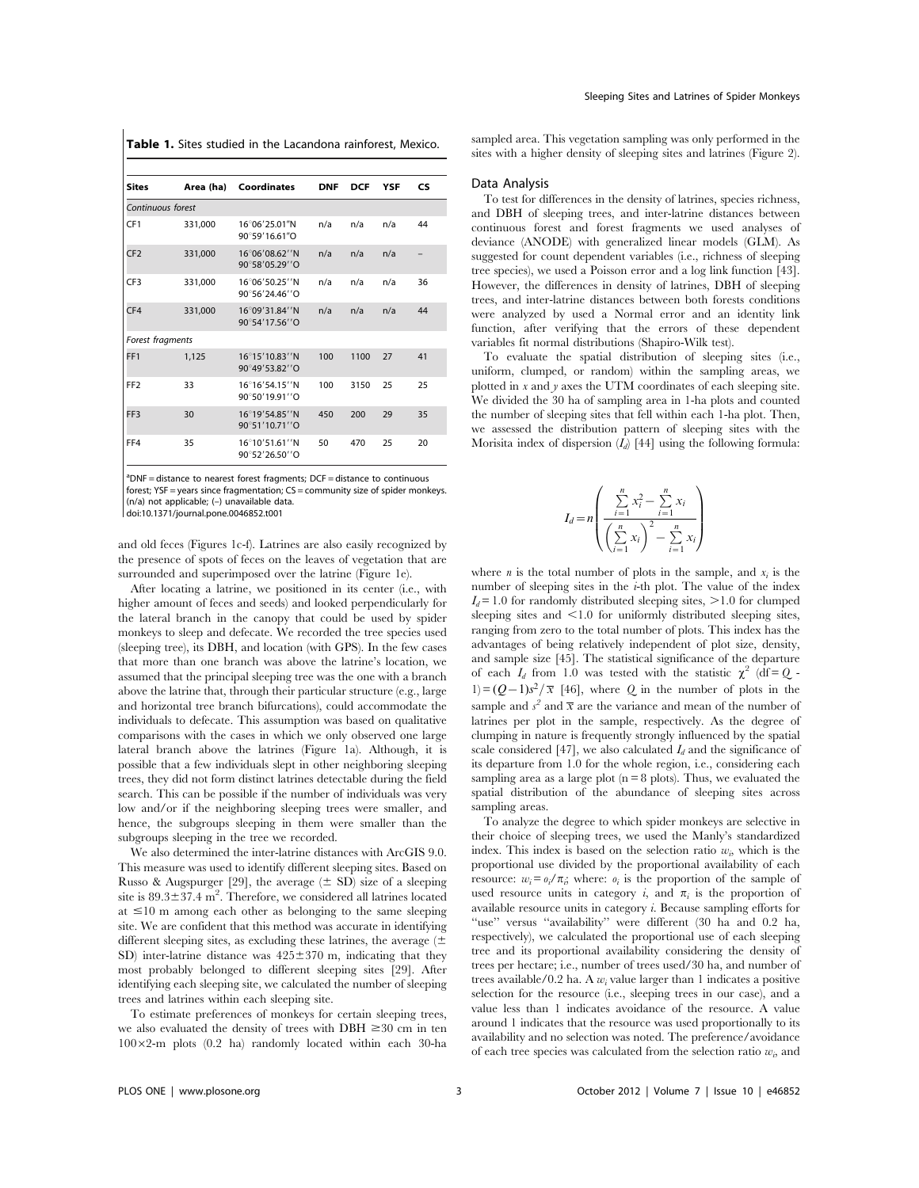**Table 1.** Sites studied in the Lacandona rainforest, Mexico.

| Sites | Area (ha) | Coordinates | DNF | DCF | YSF | CS |
|---|---|---|---|---|---|---|
| *Continuous forest* | | | | | | |
| CF1 | 331,000 | 16°06′25.01″N 90°59′16.61″O | n/a | n/a | n/a | 44 |
| CF2 | 331,000 | 16°06′08.62′′N 90°58′05.29′′O | n/a | n/a | n/a | – |
| CF3 | 331,000 | 16°06′50.25′′N 90°56′24.46′′O | n/a | n/a | n/a | 36 |
| CF4 | 331,000 | 16°09′31.84′′N 90°54′17.56′′O | n/a | n/a | n/a | 44 |
| *Forest fragments* | | | | | | |
| FF1 | 1,125 | 16°15′10.83′′N 90°49′53.82′′O | 100 | 1100 | 27 | 41 |
| FF2 | 33 | 16°16′54.15′′N 90°50′19.91′′O | 100 | 3150 | 25 | 25 |
| FF3 | 30 | 16°19′54.85′′N 90°51′10.71′′O | 450 | 200 | 29 | 35 |
| FF4 | 35 | 16°10′51.61′′N 90°52′26.50′′O | 50 | 470 | 25 | 20 |

[a]DNF = distance to nearest forest fragments; DCF = distance to continuous forest; YSF = years since fragmentation; CS = community size of spider monkeys. (n/a) not applicable; (–) unavailable data.
doi:10.1371/journal.pone.0046852.t001

and old feces (Figures 1c-f). Latrines are also easily recognized by the presence of spots of feces on the leaves of vegetation that are surrounded and superimposed over the latrine (Figure 1e).

After locating a latrine, we positioned in its center (i.e., with higher amount of feces and seeds) and looked perpendicularly for the lateral branch in the canopy that could be used by spider monkeys to sleep and defecate. We recorded the tree species used (sleeping tree), its DBH, and location (with GPS). In the few cases that more than one branch was above the latrine's location, we assumed that the principal sleeping tree was the one with a branch above the latrine that, through their particular structure (e.g., large and horizontal tree branch bifurcations), could accommodate the individuals to defecate. This assumption was based on qualitative comparisons with the cases in which we only observed one large lateral branch above the latrines (Figure 1a). Although, it is possible that a few individuals slept in other neighboring sleeping trees, they did not form distinct latrines detectable during the field search. This can be possible if the number of individuals was very low and/or if the neighboring sleeping trees were smaller, and hence, the subgroups sleeping in them were smaller than the subgroups sleeping in the tree we recorded.

We also determined the inter-latrine distances with ArcGIS 9.0. This measure was used to identify different sleeping sites. Based on Russo & Augspurger [29], the average (± SD) size of a sleeping site is 89.3±37.4 m$^2$. Therefore, we considered all latrines located at ≤10 m among each other as belonging to the same sleeping site. We are confident that this method was accurate in identifying different sleeping sites, as excluding these latrines, the average (± SD) inter-latrine distance was 425±370 m, indicating that they most probably belonged to different sleeping sites [29]. After identifying each sleeping site, we calculated the number of sleeping trees and latrines within each sleeping site.

To estimate preferences of monkeys for certain sleeping trees, we also evaluated the density of trees with DBH ≥30 cm in ten 100×2-m plots (0.2 ha) randomly located within each 30-ha sampled area. This vegetation sampling was only performed in the sites with a higher density of sleeping sites and latrines (Figure 2).

## Data Analysis

To test for differences in the density of latrines, species richness, and DBH of sleeping trees, and inter-latrine distances between continuous forest and forest fragments we used analyses of deviance (ANODE) with generalized linear models (GLM). As suggested for count dependent variables (i.e., richness of sleeping tree species), we used a Poisson error and a log link function [43]. However, the differences in density of latrines, DBH of sleeping trees, and inter-latrine distances between both forests conditions were analyzed by used a Normal error and an identity link function, after verifying that the errors of these dependent variables fit normal distributions (Shapiro-Wilk test).

To evaluate the spatial distribution of sleeping sites (i.e., uniform, clumped, or random) within the sampling areas, we plotted in *x* and *y* axes the UTM coordinates of each sleeping site. We divided the 30 ha of sampling area in 1-ha plots and counted the number of sleeping sites that fell within each 1-ha plot. Then, we assessed the distribution pattern of sleeping sites with the Morisita index of dispersion ($I_d$) [44] using the following formula:

$$I_d = n\left(\frac{\sum_{i=1}^{n} x_i^2 - \sum_{i=1}^{n} x_i}{\left(\sum_{i=1}^{n} x_i\right)^2 - \sum_{i=1}^{n} x_i}\right)$$

where *n* is the total number of plots in the sample, and $x_i$ is the number of sleeping sites in the *i*-th plot. The value of the index $I_d$ = 1.0 for randomly distributed sleeping sites, >1.0 for clumped sleeping sites and <1.0 for uniformly distributed sleeping sites, ranging from zero to the total number of plots. This index has the advantages of being relatively independent of plot size, density, and sample size [45]. The statistical significance of the departure of each $I_d$ from 1.0 was tested with the statistic $\chi^2$ (df = $Q$ - 1) = $(Q-1)s^2/\overline{x}$ [46], where $Q$ in the number of plots in the sample and $s^2$ and $\overline{x}$ are the variance and mean of the number of latrines per plot in the sample, respectively. As the degree of clumping in nature is frequently strongly influenced by the spatial scale considered [47], we also calculated $I_d$ and the significance of its departure from 1.0 for the whole region, i.e., considering each sampling area as a large plot (n = 8 plots). Thus, we evaluated the spatial distribution of the abundance of sleeping sites across sampling areas.

To analyze the degree to which spider monkeys are selective in their choice of sleeping trees, we used the Manly's standardized index. This index is based on the selection ratio $w_i$, which is the proportional use divided by the proportional availability of each resource: $w_i = o_i/\pi_i$; where: $o_i$ is the proportion of the sample of used resource units in category *i*, and $\pi_i$ is the proportion of available resource units in category *i*. Because sampling efforts for "use" versus "availability" were different (30 ha and 0.2 ha, respectively), we calculated the proportional use of each sleeping tree and its proportional availability considering the density of trees per hectare; i.e., number of trees used/30 ha, and number of trees available/0.2 ha. A $w_i$ value larger than 1 indicates a positive selection for the resource (i.e., sleeping trees in our case), and a value less than 1 indicates avoidance of the resource. A value around 1 indicates that the resource was used proportionally to its availability and no selection was noted. The preference/avoidance of each tree species was calculated from the selection ratio $w_i$, and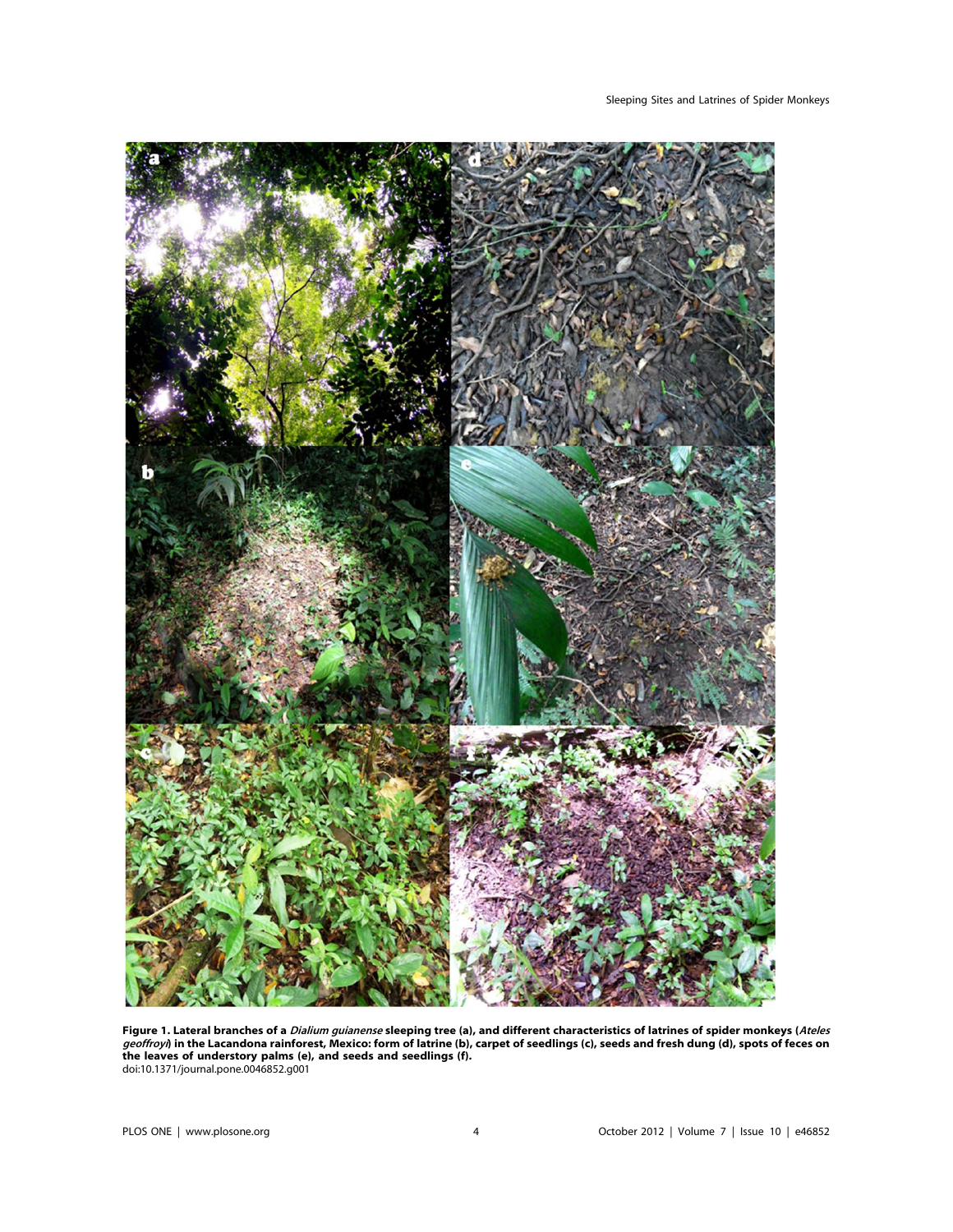**Figure 1. Lateral branches of a *Dialium guianense* sleeping tree (a), and different characteristics of latrines of spider monkeys (*Ateles geoffroyi*) in the Lacandona rainforest, Mexico: form of latrine (b), carpet of seedlings (c), seeds and fresh dung (d), spots of feces on the leaves of understory palms (e), and seeds and seedlings (f).**
doi:10.1371/journal.pone.0046852.g001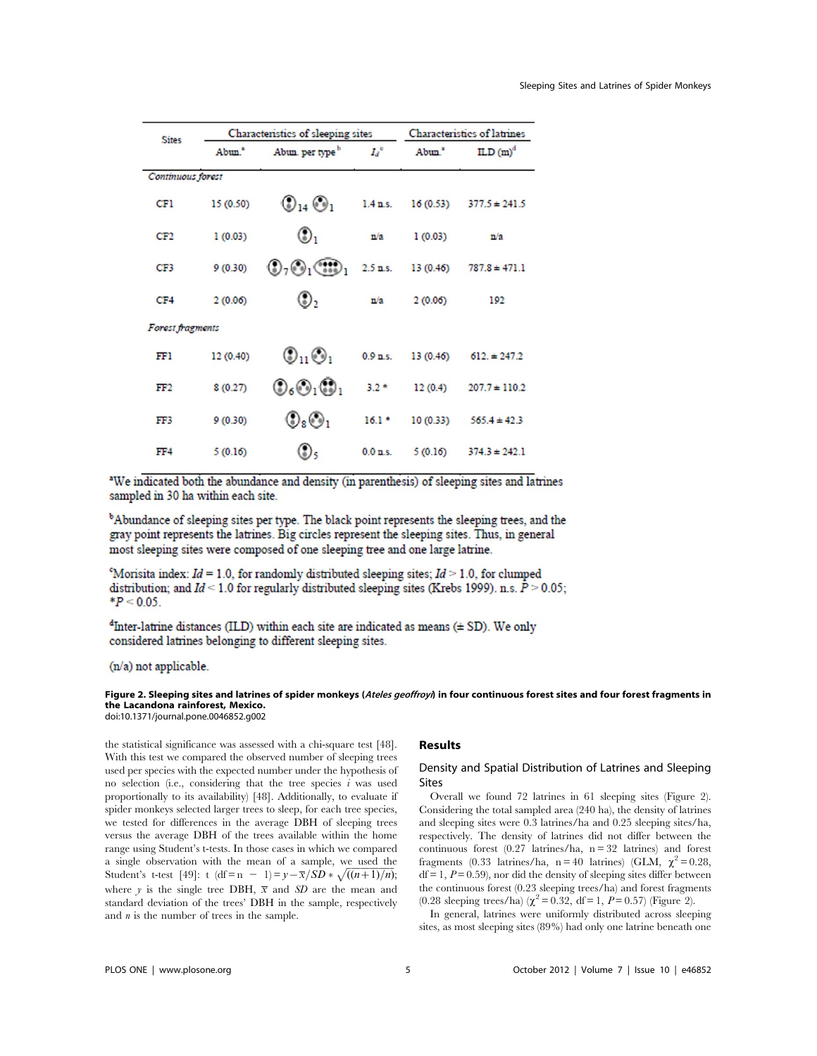| Sites | Characteristics of sleeping sites | | | Characteristics of latrines | |
|---|---|---|---|---|---|
| | Abun.[a] | Abun. per type[b] | $I_d$[c] | Abun.[a] | ILD (m)[d] |
| *Continuous forest* | | | | | |
| CF1 | 15 (0.50) | ⦿$_{14}$ ⦿$_{1}$ | 1.4 n.s. | 16 (0.53) | 377.5 ± 241.5 |
| CF2 | 1 (0.03) | ⦿$_{1}$ | n/a | 1 (0.03) | n/a |
| CF3 | 9 (0.30) | ⦿$_{7}$ ⦿$_{1}$ ⦿$_{1}$ | 2.5 n.s. | 13 (0.46) | 787.8 ± 471.1 |
| CF4 | 2 (0.06) | ⦿$_{2}$ | n/a | 2 (0.06) | 192 |
| *Forest fragments* | | | | | |
| FF1 | 12 (0.40) | ⦿$_{11}$ ⦿$_{1}$ | 0.9 n.s. | 13 (0.46) | 612. ± 247.2 |
| FF2 | 8 (0.27) | ⦿$_{6}$ ⦿$_{1}$ ⦿$_{1}$ | 3.2 * | 12 (0.4) | 207.7 ± 110.2 |
| FF3 | 9 (0.30) | ⦿$_{8}$ ⦿$_{1}$ | 16.1 * | 10 (0.33) | 565.4 ± 42.3 |
| FF4 | 5 (0.16) | ⦿$_{5}$ | 0.0 n.s. | 5 (0.16) | 374.3 ± 242.1 |

[a]We indicated both the abundance and density (in parenthesis) of sleeping sites and latrines sampled in 30 ha within each site.

[b]Abundance of sleeping sites per type. The black point represents the sleeping trees, and the gray point represents the latrines. Big circles represent the sleeping sites. Thus, in general most sleeping sites were composed of one sleeping tree and one large latrine.

[c]Morisita index: $Id = 1.0$, for randomly distributed sleeping sites; $Id > 1.0$, for clumped distribution; and $Id < 1.0$ for regularly distributed sleeping sites (Krebs 1999). n.s. $P > 0.05$; \*$P < 0.05$.

[d]Inter-latrine distances (ILD) within each site are indicated as means (± SD). We only considered latrines belonging to different sleeping sites.

(n/a) not applicable.

**Figure 2. Sleeping sites and latrines of spider monkeys (*Ateles geoffroyi*) in four continuous forest sites and four forest fragments in the Lacandona rainforest, Mexico.**
doi:10.1371/journal.pone.0046852.g002

the statistical significance was assessed with a chi-square test [48]. With this test we compared the observed number of sleeping trees used per species with the expected number under the hypothesis of no selection (i.e., considering that the tree species $i$ was used proportionally to its availability) [48]. Additionally, to evaluate if spider monkeys selected larger trees to sleep, for each tree species, we tested for differences in the average DBH of sleeping trees versus the average DBH of the trees available within the home range using Student's t-tests. In those cases in which we compared a single observation with the mean of a sample, we used the Student's t-test [49]: $t\ (df = n - 1) = y - \overline{x}/SD * \sqrt{((n+1)/n)}$; where $y$ is the single tree DBH, $\overline{x}$ and $SD$ are the mean and standard deviation of the trees' DBH in the sample, respectively and $n$ is the number of trees in the sample.

## Results

### Density and Spatial Distribution of Latrines and Sleeping Sites

Overall we found 72 latrines in 61 sleeping sites (Figure 2). Considering the total sampled area (240 ha), the density of latrines and sleeping sites were 0.3 latrines/ha and 0.25 sleeping sites/ha, respectively. The density of latrines did not differ between the continuous forest (0.27 latrines/ha, n = 32 latrines) and forest fragments (0.33 latrines/ha, n = 40 latrines) (GLM, $\chi^2 = 0.28$, df = 1, $P = 0.59$), nor did the density of sleeping sites differ between the continuous forest (0.23 sleeping trees/ha) and forest fragments (0.28 sleeping trees/ha) ($\chi^2 = 0.32$, df = 1, $P = 0.57$) (Figure 2).

In general, latrines were uniformly distributed across sleeping sites, as most sleeping sites (89%) had only one latrine beneath one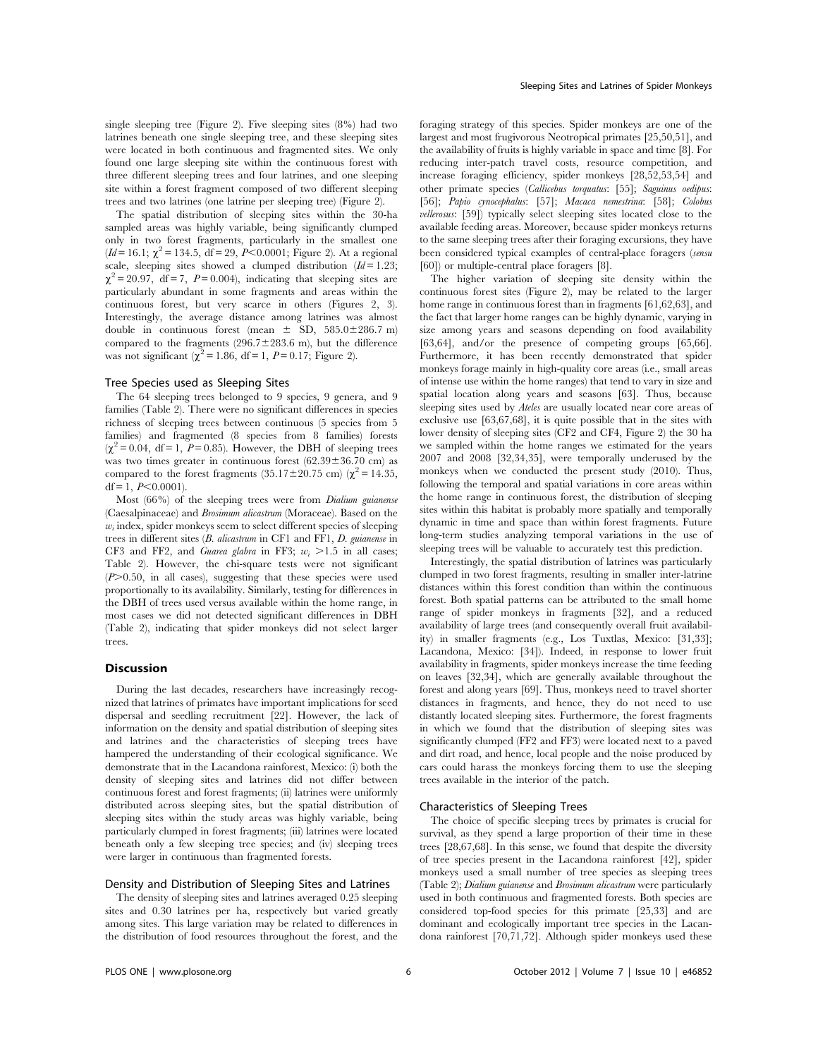single sleeping tree (Figure 2). Five sleeping sites (8%) had two latrines beneath one single sleeping tree, and these sleeping sites were located in both continuous and fragmented sites. We only found one large sleeping site within the continuous forest with three different sleeping trees and four latrines, and one sleeping site within a forest fragment composed of two different sleeping trees and two latrines (one latrine per sleeping tree) (Figure 2).

The spatial distribution of sleeping sites within the 30-ha sampled areas was highly variable, being significantly clumped only in two forest fragments, particularly in the smallest one ($Id = 16.1$; $\chi^2 = 134.5$, df = 29, $P < 0.0001$; Figure 2). At a regional scale, sleeping sites showed a clumped distribution ($Id = 1.23$; $\chi^2 = 20.97$, df = 7, $P = 0.004$), indicating that sleeping sites are particularly abundant in some fragments and areas within the continuous forest, but very scarce in others (Figures 2, 3). Interestingly, the average distance among latrines was almost double in continuous forest (mean $\pm$ SD, 585.0$\pm$286.7 m) compared to the fragments (296.7$\pm$283.6 m), but the difference was not significant ($\chi^2 = 1.86$, df = 1, $P = 0.17$; Figure 2).

### Tree Species used as Sleeping Sites

The 64 sleeping trees belonged to 9 species, 9 genera, and 9 families (Table 2). There were no significant differences in species richness of sleeping trees between continuous (5 species from 5 families) and fragmented (8 species from 8 families) forests ($\chi^2 = 0.04$, df = 1, $P = 0.85$). However, the DBH of sleeping trees was two times greater in continuous forest (62.39$\pm$36.70 cm) as compared to the forest fragments (35.17$\pm$20.75 cm) ($\chi^2 = 14.35$, df = 1, $P < 0.0001$).

Most (66%) of the sleeping trees were from *Dialium guianense* (Caesalpinaceae) and *Brosimum alicastrum* (Moraceae). Based on the $w_i$ index, spider monkeys seem to select different species of sleeping trees in different sites (*B. alicastrum* in CF1 and FF1, *D. guianense* in CF3 and FF2, and *Guarea glabra* in FF3; $w_i > 1.5$ in all cases; Table 2). However, the chi-square tests were not significant ($P > 0.50$, in all cases), suggesting that these species were used proportionally to its availability. Similarly, testing for differences in the DBH of trees used versus available within the home range, in most cases we did not detected significant differences in DBH (Table 2), indicating that spider monkeys did not select larger trees.

## Discussion

During the last decades, researchers have increasingly recognized that latrines of primates have important implications for seed dispersal and seedling recruitment [22]. However, the lack of information on the density and spatial distribution of sleeping sites and latrines and the characteristics of sleeping trees have hampered the understanding of their ecological significance. We demonstrate that in the Lacandona rainforest, Mexico: (i) both the density of sleeping sites and latrines did not differ between continuous forest and forest fragments; (ii) latrines were uniformly distributed across sleeping sites, but the spatial distribution of sleeping sites within the study areas was highly variable, being particularly clumped in forest fragments; (iii) latrines were located beneath only a few sleeping tree species; and (iv) sleeping trees were larger in continuous than fragmented forests.

### Density and Distribution of Sleeping Sites and Latrines

The density of sleeping sites and latrines averaged 0.25 sleeping sites and 0.30 latrines per ha, respectively but varied greatly among sites. This large variation may be related to differences in the distribution of food resources throughout the forest, and the foraging strategy of this species. Spider monkeys are one of the largest and most frugivorous Neotropical primates [25,50,51], and the availability of fruits is highly variable in space and time [8]. For reducing inter-patch travel costs, resource competition, and increase foraging efficiency, spider monkeys [28,52,53,54] and other primate species (*Callicebus torquatus*: [55]; *Saguinus oedipus*: [56]; *Papio cynocephalus*: [57]; *Macaca nemestrina*: [58]; *Colobus vellerosus*: [59]) typically select sleeping sites located close to the available feeding areas. Moreover, because spider monkeys returns to the same sleeping trees after their foraging excursions, they have been considered typical examples of central-place foragers (*sensu* [60]) or multiple-central place foragers [8].

The higher variation of sleeping site density within the continuous forest sites (Figure 2), may be related to the larger home range in continuous forest than in fragments [61,62,63], and the fact that larger home ranges can be highly dynamic, varying in size among years and seasons depending on food availability [63,64], and/or the presence of competing groups [65,66]. Furthermore, it has been recently demonstrated that spider monkeys forage mainly in high-quality core areas (i.e., small areas of intense use within the home ranges) that tend to vary in size and spatial location along years and seasons [63]. Thus, because sleeping sites used by *Ateles* are usually located near core areas of exclusive use [63,67,68], it is quite possible that in the sites with lower density of sleeping sites (CF2 and CF4, Figure 2) the 30 ha we sampled within the home ranges we estimated for the years 2007 and 2008 [32,34,35], were temporally underused by the monkeys when we conducted the present study (2010). Thus, following the temporal and spatial variations in core areas within the home range in continuous forest, the distribution of sleeping sites within this habitat is probably more spatially and temporally dynamic in time and space than within forest fragments. Future long-term studies analyzing temporal variations in the use of sleeping trees will be valuable to accurately test this prediction.

Interestingly, the spatial distribution of latrines was particularly clumped in two forest fragments, resulting in smaller inter-latrine distances within this forest condition than within the continuous forest. Both spatial patterns can be attributed to the small home range of spider monkeys in fragments [32], and a reduced availability of large trees (and consequently overall fruit availability) in smaller fragments (e.g., Los Tuxtlas, Mexico: [31,33]; Lacandona, Mexico: [34]). Indeed, in response to lower fruit availability in fragments, spider monkeys increase the time feeding on leaves [32,34], which are generally available throughout the forest and along years [69]. Thus, monkeys need to travel shorter distances in fragments, and hence, they do not need to use distantly located sleeping sites. Furthermore, the forest fragments in which we found that the distribution of sleeping sites was significantly clumped (FF2 and FF3) were located next to a paved and dirt road, and hence, local people and the noise produced by cars could harass the monkeys forcing them to use the sleeping trees available in the interior of the patch.

### Characteristics of Sleeping Trees

The choice of specific sleeping trees by primates is crucial for survival, as they spend a large proportion of their time in these trees [28,67,68]. In this sense, we found that despite the diversity of tree species present in the Lacandona rainforest [42], spider monkeys used a small number of tree species as sleeping trees (Table 2); *Dialium guianense* and *Brosimum alicastrum* were particularly used in both continuous and fragmented forests. Both species are considered top-food species for this primate [25,33] and are dominant and ecologically important tree species in the Lacandona rainforest [70,71,72]. Although spider monkeys used these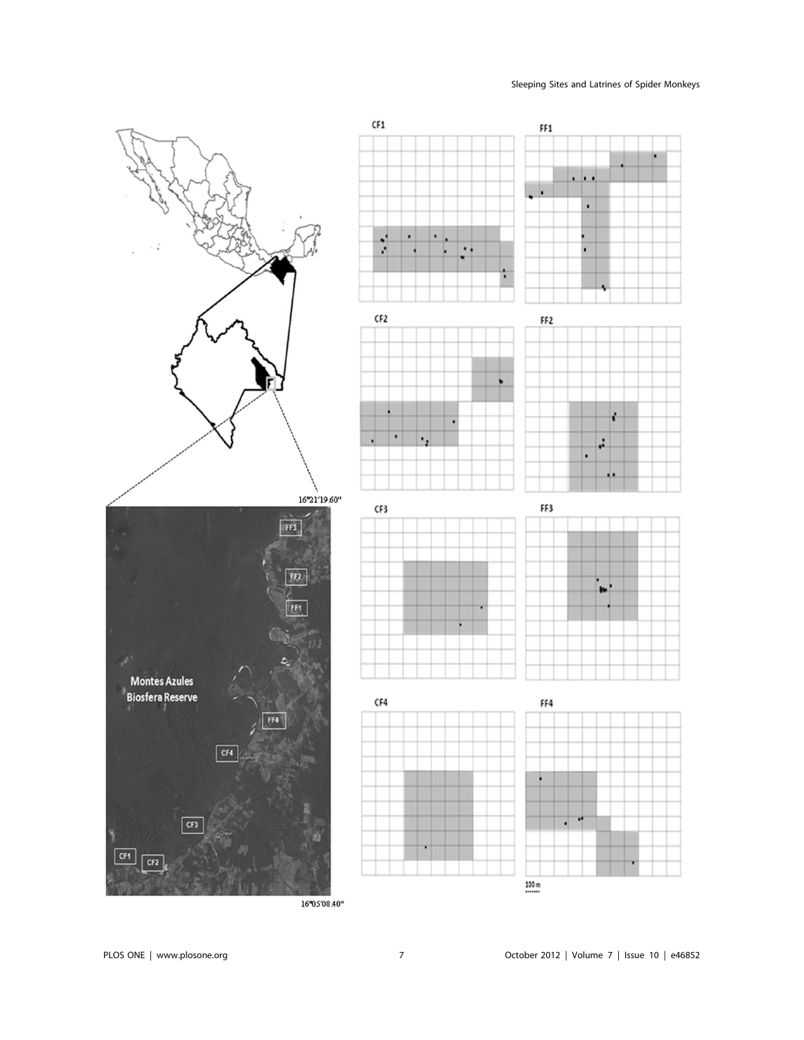CF1

FF1

CF2

FF2

CF3

FF3

CF4

FF4

16°21′19.60″

Montes Azules Biosfera Reserve

FF3

FF2

FF1

FF4

CF4

CF3

CF1

CF2

16°05′08.40″

100 m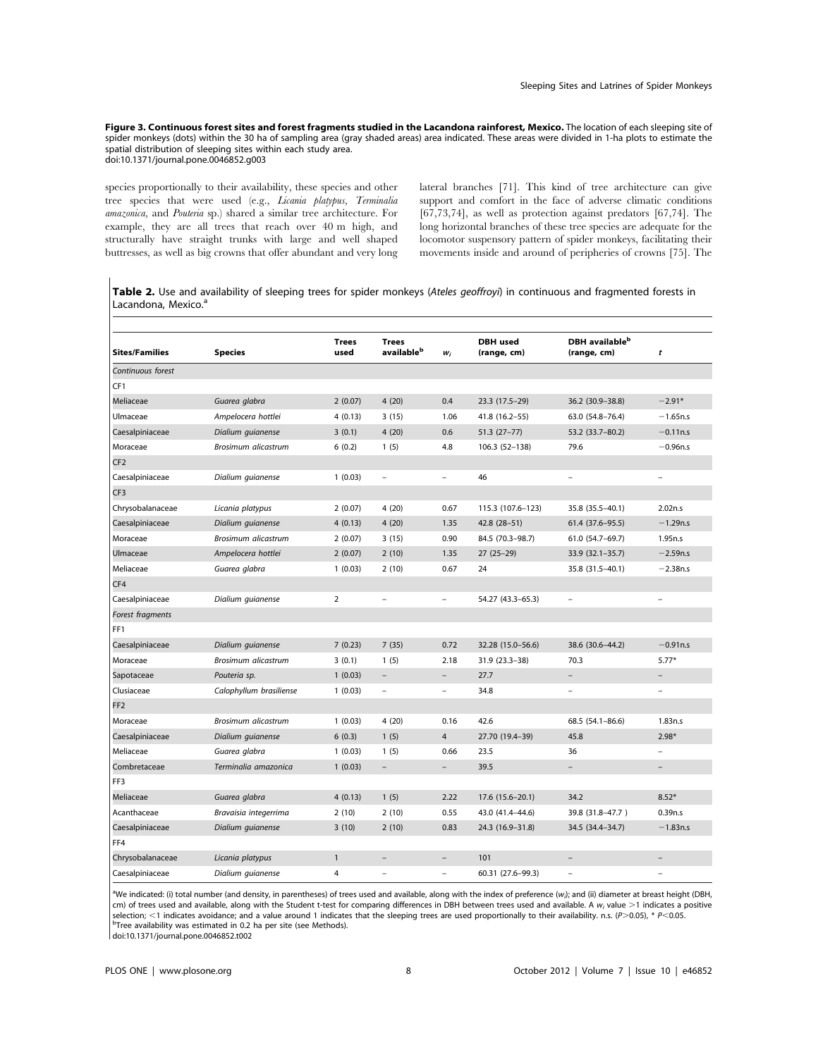**Figure 3. Continuous forest sites and forest fragments studied in the Lacandona rainforest, Mexico.** The location of each sleeping site of spider monkeys (dots) within the 30 ha of sampling area (gray shaded areas) area indicated. These areas were divided in 1-ha plots to estimate the spatial distribution of sleeping sites within each study area.
doi:10.1371/journal.pone.0046852.g003

species proportionally to their availability, these species and other tree species that were used (e.g., *Licania platypus*, *Terminalia amazonica*, and *Pouteria* sp.) shared a similar tree architecture. For example, they are all trees that reach over 40 m high, and structurally have straight trunks with large and well shaped buttresses, as well as big crowns that offer abundant and very long lateral branches [71]. This kind of tree architecture can give support and comfort in the face of adverse climatic conditions [67,73,74], as well as protection against predators [67,74]. The long horizontal branches of these tree species are adequate for the locomotor suspensory pattern of spider monkeys, facilitating their movements inside and around of peripheries of crowns [75]. The

**Table 2.** Use and availability of sleeping trees for spider monkeys (*Ateles geoffroyi*) in continuous and fragmented forests in Lacandona, Mexico.[a]

| Sites/Families | Species | Trees used | Trees available[b] | $w_i$ | DBH used (range, cm) | DBH available[b] (range, cm) | $t$ |
|---|---|---|---|---|---|---|---|
| *Continuous forest* | | | | | | | |
| CF1 | | | | | | | |
| Meliaceae | *Guarea glabra* | 2 (0.07) | 4 (20) | 0.4 | 23.3 (17.5–29) | 36.2 (30.9–38.8) | −2.91* |
| Ulmaceae | *Ampelocera hottlei* | 4 (0.13) | 3 (15) | 1.06 | 41.8 (16.2–55) | 63.0 (54.8–76.4) | −1.65n.s |
| Caesalpiniaceae | *Dialium guianense* | 3 (0.1) | 4 (20) | 0.6 | 51.3 (27–77) | 53.2 (33.7–80.2) | −0.11n.s |
| Moraceae | *Brosimum alicastrum* | 6 (0.2) | 1 (5) | 4.8 | 106.3 (52–138) | 79.6 | −0.96n.s |
| CF2 | | | | | | | |
| Caesalpiniaceae | *Dialium guianense* | 1 (0.03) | – | – | 46 | – | – |
| CF3 | | | | | | | |
| Chrysobalanaceae | *Licania platypus* | 2 (0.07) | 4 (20) | 0.67 | 115.3 (107.6–123) | 35.8 (35.5–40.1) | 2.02n.s |
| Caesalpiniaceae | *Dialium guianense* | 4 (0.13) | 4 (20) | 1.35 | 42.8 (28–51) | 61.4 (37.6–95.5) | −1.29n.s |
| Moraceae | *Brosimum alicastrum* | 2 (0.07) | 3 (15) | 0.90 | 84.5 (70.3–98.7) | 61.0 (54.7–69.7) | 1.95n.s |
| Ulmaceae | *Ampelocera hottlei* | 2 (0.07) | 2 (10) | 1.35 | 27 (25–29) | 33.9 (32.1–35.7) | −2.59n.s |
| Meliaceae | *Guarea glabra* | 1 (0.03) | 2 (10) | 0.67 | 24 | 35.8 (31.5–40.1) | −2.38n.s |
| CF4 | | | | | | | |
| Caesalpiniaceae | *Dialium guianense* | 2 | – | – | 54.27 (43.3–65.3) | – | – |
| *Forest fragments* | | | | | | | |
| FF1 | | | | | | | |
| Caesalpiniaceae | *Dialium guianense* | 7 (0.23) | 7 (35) | 0.72 | 32.28 (15.0–56.6) | 38.6 (30.6–44.2) | −0.91n.s |
| Moraceae | *Brosimum alicastrum* | 3 (0.1) | 1 (5) | 2.18 | 31.9 (23.3–38) | 70.3 | 5.77* |
| Sapotaceae | *Pouteria sp.* | 1 (0.03) | – | – | 27.7 | – | – |
| Clusiaceae | *Calophyllum brasiliense* | 1 (0.03) | – | – | 34.8 | – | – |
| FF2 | | | | | | | |
| Moraceae | *Brosimum alicastrum* | 1 (0.03) | 4 (20) | 0.16 | 42.6 | 68.5 (54.1–86.6) | 1.83n.s |
| Caesalpiniaceae | *Dialium guianense* | 6 (0.3) | 1 (5) | 4 | 27.70 (19.4–39) | 45.8 | 2.98* |
| Meliaceae | *Guarea glabra* | 1 (0.03) | 1 (5) | 0.66 | 23.5 | 36 | – |
| Combretaceae | *Terminalia amazonica* | 1 (0.03) | – | – | 39.5 | – | – |
| FF3 | | | | | | | |
| Meliaceae | *Guarea glabra* | 4 (0.13) | 1 (5) | 2.22 | 17.6 (15.6–20.1) | 34.2 | 8.52* |
| Acanthaceae | *Bravaisia integerrima* | 2 (10) | 2 (10) | 0.55 | 43.0 (41.4–44.6) | 39.8 (31.8–47.7 ) | 0.39n.s |
| Caesalpiniaceae | *Dialium guianense* | 3 (10) | 2 (10) | 0.83 | 24.3 (16.9–31.8) | 34.5 (34.4–34.7) | −1.83n.s |
| FF4 | | | | | | | |
| Chrysobalanaceae | *Licania platypus* | 1 | – | – | 101 | – | – |
| Caesalpiniaceae | *Dialium guianense* | 4 | – | – | 60.31 (27.6–99.3) | – | – |

[a]We indicated: (i) total number (and density, in parentheses) of trees used and available, along with the index of preference ($w_i$); and (ii) diameter at breast height (DBH, cm) of trees used and available, along with the Student t-test for comparing differences in DBH between trees used and available. A $w_i$ value >1 indicates a positive selection; <1 indicates avoidance; and a value around 1 indicates that the sleeping trees are used proportionally to their availability. n.s. ($P$>0.05), * $P$<0.05.
[b]Tree availability was estimated in 0.2 ha per site (see Methods).
doi:10.1371/journal.pone.0046852.t002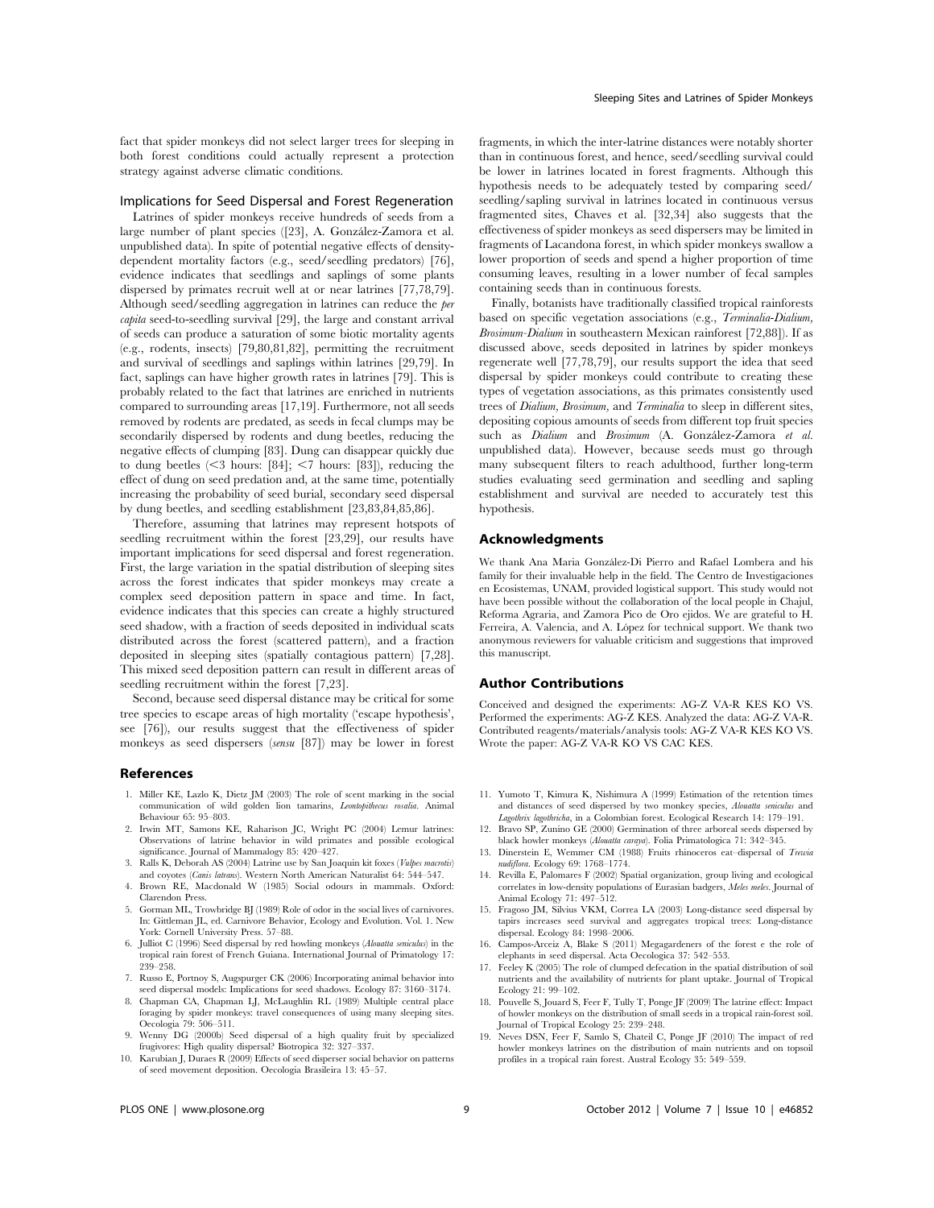fact that spider monkeys did not select larger trees for sleeping in both forest conditions could actually represent a protection strategy against adverse climatic conditions.

### Implications for Seed Dispersal and Forest Regeneration

Latrines of spider monkeys receive hundreds of seeds from a large number of plant species ([23], A. González-Zamora et al. unpublished data). In spite of potential negative effects of density-dependent mortality factors (e.g., seed/seedling predators) [76], evidence indicates that seedlings and saplings of some plants dispersed by primates recruit well at or near latrines [77,78,79]. Although seed/seedling aggregation in latrines can reduce the *per capita* seed-to-seedling survival [29], the large and constant arrival of seeds can produce a saturation of some biotic mortality agents (e.g., rodents, insects) [79,80,81,82], permitting the recruitment and survival of seedlings and saplings within latrines [29,79]. In fact, saplings can have higher growth rates in latrines [79]. This is probably related to the fact that latrines are enriched in nutrients compared to surrounding areas [17,19]. Furthermore, not all seeds removed by rodents are predated, as seeds in fecal clumps may be secondarily dispersed by rodents and dung beetles, reducing the negative effects of clumping [83]. Dung can disappear quickly due to dung beetles (<3 hours: [84]; <7 hours: [83]), reducing the effect of dung on seed predation and, at the same time, potentially increasing the probability of seed burial, secondary seed dispersal by dung beetles, and seedling establishment [23,83,84,85,86].

Therefore, assuming that latrines may represent hotspots of seedling recruitment within the forest [23,29], our results have important implications for seed dispersal and forest regeneration. First, the large variation in the spatial distribution of sleeping sites across the forest indicates that spider monkeys may create a complex seed deposition pattern in space and time. In fact, evidence indicates that this species can create a highly structured seed shadow, with a fraction of seeds deposited in individual scats distributed across the forest (scattered pattern), and a fraction deposited in sleeping sites (spatially contagious pattern) [7,28]. This mixed seed deposition pattern can result in different areas of seedling recruitment within the forest [7,23].

Second, because seed dispersal distance may be critical for some tree species to escape areas of high mortality ('escape hypothesis', see [76]), our results suggest that the effectiveness of spider monkeys as seed dispersers (*sensu* [87]) may be lower in forest fragments, in which the inter-latrine distances were notably shorter than in continuous forest, and hence, seed/seedling survival could be lower in latrines located in forest fragments. Although this hypothesis needs to be adequately tested by comparing seed/seedling/sapling survival in latrines located in continuous versus fragmented sites, Chaves et al. [32,34] also suggests that the effectiveness of spider monkeys as seed dispersers may be limited in fragments of Lacandona forest, in which spider monkeys swallow a lower proportion of seeds and spend a higher proportion of time consuming leaves, resulting in a lower number of fecal samples containing seeds than in continuous forests.

Finally, botanists have traditionally classified tropical rainforests based on specific vegetation associations (e.g., *Terminalia-Dialium*, *Brosimum-Dialium* in southeastern Mexican rainforest [72,88]). If as discussed above, seeds deposited in latrines by spider monkeys regenerate well [77,78,79], our results support the idea that seed dispersal by spider monkeys could contribute to creating these types of vegetation associations, as this primates consistently used trees of *Dialium*, *Brosimum*, and *Terminalia* to sleep in different sites, depositing copious amounts of seeds from different top fruit species such as *Dialium* and *Brosimum* (A. González-Zamora *et al.* unpublished data). However, because seeds must go through many subsequent filters to reach adulthood, further long-term studies evaluating seed germination and seedling and sapling establishment and survival are needed to accurately test this hypothesis.

## Acknowledgments

We thank Ana Maria González-Di Pierro and Rafael Lombera and his family for their invaluable help in the field. The Centro de Investigaciones en Ecosistemas, UNAM, provided logistical support. This study would not have been possible without the collaboration of the local people in Chajul, Reforma Agraria, and Zamora Pico de Oro ejidos. We are grateful to H. Ferreira, A. Valencia, and A. López for technical support. We thank two anonymous reviewers for valuable criticism and suggestions that improved this manuscript.

## Author Contributions

Conceived and designed the experiments: AG-Z VA-R KES KO VS. Performed the experiments: AG-Z KES. Analyzed the data: AG-Z VA-R. Contributed reagents/materials/analysis tools: AG-Z VA-R KES KO VS. Wrote the paper: AG-Z VA-R KO VS CAC KES.

## References

1. Miller KE, Lazlo K, Dietz JM (2003) The role of scent marking in the social communication of wild golden lion tamarins, *Leontopithecus rosalia*. Animal Behaviour 65: 95–803.
2. Irwin MT, Samons KE, Raharison JC, Wright PC (2004) Lemur latrines: Observations of latrine behavior in wild primates and possible ecological significance. Journal of Mammalogy 85: 420–427.
3. Ralls K, Deborah AS (2004) Latrine use by San Joaquin kit foxes (*Vulpes macrotis*) and coyotes (*Canis latrans*). Western North American Naturalist 64: 544–547.
4. Brown RE, Macdonald W (1985) Social odours in mammals. Oxford: Clarendon Press.
5. Gorman ML, Trowbridge BJ (1989) Role of odor in the social lives of carnivores. In: Gittleman JL, ed. Carnivore Behavior, Ecology and Evolution. Vol. 1. New York: Cornell University Press. 57–88.
6. Julliot C (1996) Seed dispersal by red howling monkeys (*Alouatta seniculus*) in the tropical rain forest of French Guiana. International Journal of Primatology 17: 239–258.
7. Russo E, Portnoy S, Augspurger CK (2006) Incorporating animal behavior into seed dispersal models: Implications for seed shadows. Ecology 87: 3160–3174.
8. Chapman CA, Chapman LJ, McLaughlin RL (1989) Multiple central place foraging by spider monkeys: travel consequences of using many sleeping sites. Oecologia 79: 506–511.
9. Wenny DG (2000b) Seed dispersal of a high quality fruit by specialized frugivores: High quality dispersal? Biotropica 32: 327–337.
10. Karubian J, Duraes R (2009) Effects of seed disperser social behavior on patterns of seed movement deposition. Oecologia Brasileira 13: 45–57.
11. Yumoto T, Kimura K, Nishimura A (1999) Estimation of the retention times and distances of seed dispersed by two monkey species, *Alouatta seniculus* and *Lagothrix lagothricha*, in a Colombian forest. Ecological Research 14: 179–191.
12. Bravo SP, Zunino GE (2000) Germination of three arboreal seeds dispersed by black howler monkeys (*Alouatta caraya*). Folia Primatologica 71: 342–345.
13. Dinerstein E, Wemmer CM (1988) Fruits rhinoceros eat–dispersal of *Trewia nudiflora*. Ecology 69: 1768–1774.
14. Revilla E, Palomares F (2002) Spatial organization, group living and ecological correlates in low-density populations of Eurasian badgers, *Meles meles*. Journal of Animal Ecology 71: 497–512.
15. Fragoso JM, Silvius VKM, Correa LA (2003) Long-distance seed dispersal by tapirs increases seed survival and aggregates tropical trees: Long-distance dispersal. Ecology 84: 1998–2006.
16. Campos-Arceiz A, Blake S (2011) Megagardeners of the forest e the role of elephants in seed dispersal. Acta Oecologica 37: 542–553.
17. Feeley K (2005) The role of clumped defecation in the spatial distribution of soil nutrients and the availability of nutrients for plant uptake. Journal of Tropical Ecology 21: 99–102.
18. Pouvelle S, Jouard S, Feer F, Tully T, Ponge JF (2009) The latrine effect: Impact of howler monkeys on the distribution of small seeds in a tropical rain-forest soil. Journal of Tropical Ecology 25: 239–248.
19. Neves DSN, Feer F, Samlo S, Chateil C, Ponge JF (2010) The impact of red howler monkeys latrines on the distribution of main nutrients and on topsoil profiles in a tropical rain forest. Austral Ecology 35: 549–559.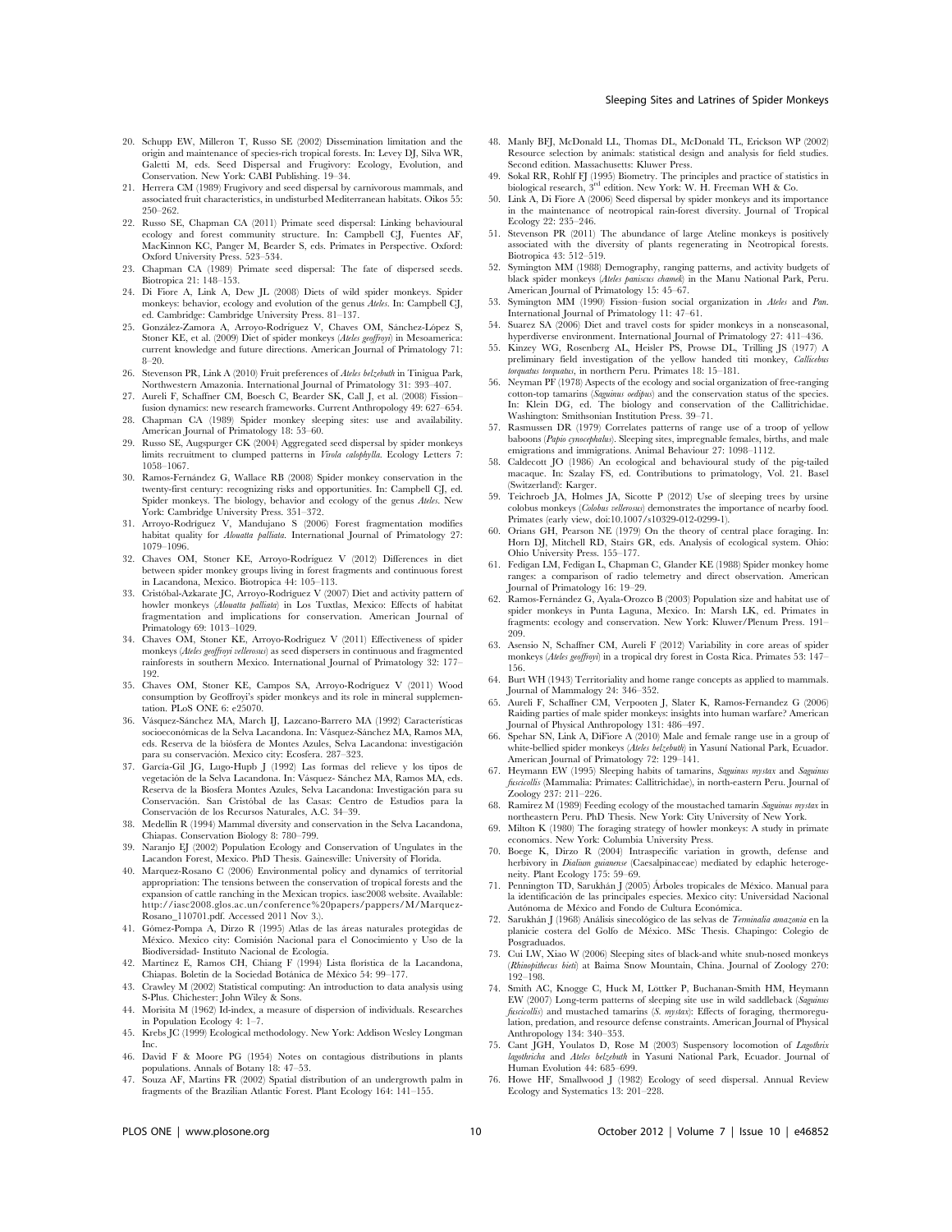20. Schupp EW, Milleron T, Russo SE (2002) Dissemination limitation and the origin and maintenance of species-rich tropical forests. In: Levey DJ, Silva WR, Galetti M, eds. Seed Dispersal and Frugivory: Ecology, Evolution, and Conservation. New York: CABI Publishing. 19–34.
21. Herrera CM (1989) Frugivory and seed dispersal by carnivorous mammals, and associated fruit characteristics, in undisturbed Mediterranean habitats. Oikos 55: 250–262.
22. Russo SE, Chapman CA (2011) Primate seed dispersal: Linking behavioural ecology and forest community structure. In: Campbell CJ, Fuentes AF, MacKinnon KC, Panger M, Bearder S, eds. Primates in Perspective. Oxford: Oxford University Press. 523–534.
23. Chapman CA (1989) Primate seed dispersal: The fate of dispersed seeds. Biotropica 21: 148–153.
24. Di Fiore A, Link A, Dew JL (2008) Diets of wild spider monkeys. Spider monkeys: behavior, ecology and evolution of the genus *Ateles*. In: Campbell CJ, ed. Cambridge: Cambridge University Press. 81–137.
25. González-Zamora A, Arroyo-Rodriguez V, Chaves OM, Sánchez-López S, Stoner KE, et al. (2009) Diet of spider monkeys (*Ateles geoffroyi*) in Mesoamerica: current knowledge and future directions. American Journal of Primatology 71: 8–20.
26. Stevenson PR, Link A (2010) Fruit preferences of *Ateles belzebuth* in Tinigua Park, Northwestern Amazonia. International Journal of Primatology 31: 393–407.
27. Aureli F, Schaffner CM, Boesch C, Bearder SK, Call J, et al. (2008) Fission–fusion dynamics: new research frameworks. Current Anthropology 49: 627–654.
28. Chapman CA (1989) Spider monkey sleeping sites: use and availability. American Journal of Primatology 18: 53–60.
29. Russo SE, Augspurger CK (2004) Aggregated seed dispersal by spider monkeys limits recruitment to clumped patterns in *Virola calophylla*. Ecology Letters 7: 1058–1067.
30. Ramos-Fernández G, Wallace RB (2008) Spider monkey conservation in the twenty-first century: recognizing risks and opportunities. In: Campbell CJ, ed. Spider monkeys. The biology, behavior and ecology of the genus *Ateles*. New York: Cambridge University Press. 351–372.
31. Arroyo-Rodriguez V, Mandujano S (2006) Forest fragmentation modifies habitat quality for *Alouatta palliata*. International Journal of Primatology 27: 1079–1096.
32. Chaves OM, Stoner KE, Arroyo-Rodriguez V (2012) Differences in diet between spider monkey groups living in forest fragments and continuous forest in Lacandona, Mexico. Biotropica 44: 105–113.
33. Cristóbal-Azkarate JC, Arroyo-Rodriguez V (2007) Diet and activity pattern of howler monkeys (*Alouatta palliata*) in Los Tuxtlas, Mexico: Effects of habitat fragmentation and implications for conservation. American Journal of Primatology 69: 1013–1029.
34. Chaves OM, Stoner KE, Arroyo-Rodriguez V (2011) Effectiveness of spider monkeys (*Ateles geoffroyi vellerosus*) as seed dispersers in continuous and fragmented rainforests in southern Mexico. International Journal of Primatology 32: 177–192.
35. Chaves OM, Stoner KE, Campos SA, Arroyo-Rodriguez V (2011) Wood consumption by Geoffroyi's spider monkeys and its role in mineral supplementation. PLoS ONE 6: e25070.
36. Vásquez-Sánchez MA, March IJ, Lazcano-Barrero MA (1992) Características socioeconómicas de la Selva Lacandona. In: Vásquez-Sánchez MA, Ramos MA, eds. Reserva de la biósfera de Montes Azules, Selva Lacandona: investigación para su conservación. Mexico city: Ecosfera. 287–323.
37. García-Gil JG, Lugo-Hupb J (1992) Las formas del relieve y los tipos de vegetación de la Selva Lacandona. In: Vásquez- Sánchez MA, Ramos MA, eds. Reserva de la Biosfera Montes Azules, Selva Lacandona: Investigación para su Conservación. San Cristóbal de las Casas: Centro de Estudios para la Conservación de los Recursos Naturales, A.C. 34–39.
38. Medellin R (1994) Mammal diversity and conservation in the Selva Lacandona, Chiapas. Conservation Biology 8: 780–799.
39. Naranjo EJ (2002) Population Ecology and Conservation of Ungulates in the Lacandon Forest, Mexico. PhD Thesis. Gainesville: University of Florida.
40. Marquez-Rosano C (2006) Environmental policy and dynamics of territorial appropriation: The tensions between the conservation of tropical forests and the expansion of cattle ranching in the Mexican tropics. iasc2008 website. Available: http://iasc2008.glos.ac.un/conference%20papers/pappers/M/Marquez-Rosano_110701.pdf. Accessed 2011 Nov 3.).
41. Gómez-Pompa A, Dirzo R (1995) Atlas de las áreas naturales protegidas de México. Mexico city: Comisión Nacional para el Conocimiento y Uso de la Biodiversidad- Instituto Nacional de Ecología.
42. Martínez E, Ramos CH, Chiang F (1994) Lista florística de la Lacandona, Chiapas. Boletín de la Sociedad Botánica de México 54: 99–177.
43. Crawley M (2002) Statistical computing: An introduction to data analysis using S-Plus. Chichester: John Wiley & Sons.
44. Morisita M (1962) Id-index, a measure of dispersion of individuals. Researches in Population Ecology 4: 1–7.
45. Krebs JC (1999) Ecological methodology. New York: Addison Wesley Longman Inc.
46. David F & Moore PG (1954) Notes on contagious distributions in plants populations. Annals of Botany 18: 47–53.
47. Souza AF, Martins FR (2002) Spatial distribution of an undergrowth palm in fragments of the Brazilian Atlantic Forest. Plant Ecology 164: 141–155.
48. Manly BFJ, McDonald LL, Thomas DL, McDonald TL, Erickson WP (2002) Resource selection by animals: statistical design and analysis for field studies. Second edition. Massachusetts: Kluwer Press.
49. Sokal RR, Rohlf FJ (1995) Biometry. The principles and practice of statistics in biological research, 3rd edition. New York: W. H. Freeman WH & Co.
50. Link A, Di Fiore A (2006) Seed dispersal by spider monkeys and its importance in the maintenance of neotropical rain-forest diversity. Journal of Tropical Ecology 22: 235–246.
51. Stevenson PR (2011) The abundance of large Ateline monkeys is positively associated with the diversity of plants regenerating in Neotropical forests. Biotropica 43: 512–519.
52. Symington MM (1988) Demography, ranging patterns, and activity budgets of black spider monkeys (*Ateles paniscus chamek*) in the Manu National Park, Peru. American Journal of Primatology 15: 45–67.
53. Symington MM (1990) Fission–fusion social organization in *Ateles* and *Pan*. International Journal of Primatology 11: 47–61.
54. Suarez SA (2006) Diet and travel costs for spider monkeys in a nonseasonal, hyperdiverse environment. International Journal of Primatology 27: 411–436.
55. Kinzey WG, Rosenberg AL, Heisler PS, Prowse DL, Trilling JS (1977) A preliminary field investigation of the yellow handed titi monkey, *Callicebus torquatus torquatus*, in northern Peru. Primates 18: 15–181.
56. Neyman PF (1978) Aspects of the ecology and social organization of free-ranging cotton-top tamarins (*Saguinus oedipus*) and the conservation status of the species. In: Klein DG, ed. The biology and conservation of the Callitrichidae. Washington: Smithsonian Institution Press. 39–71.
57. Rasmussen DR (1979) Correlates patterns of range use of a troop of yellow baboons (*Papio cynocephalus*). Sleeping sites, impregnable females, births, and male emigrations and immigrations. Animal Behaviour 27: 1098–1112.
58. Caldecott JO (1986) An ecological and behavioural study of the pig-tailed macaque. In: Szalay FS, ed. Contributions to primatology, Vol. 21. Basel (Switzerland): Karger.
59. Teichroeb JA, Holmes JA, Sicotte P (2012) Use of sleeping trees by ursine colobus monkeys (*Colobus vellerosus*) demonstrates the importance of nearby food. Primates (early view, doi:10.1007/s10329-012-0299-1).
60. Orians GH, Pearson NE (1979) On the theory of central place foraging. In: Horn DJ, Mitchell RD, Stairs GR, eds. Analysis of ecological system. Ohio: Ohio University Press. 155–177.
61. Fedigan LM, Fedigan L, Chapman C, Glander KE (1988) Spider monkey home ranges: a comparison of radio telemetry and direct observation. American Journal of Primatology 16: 19–29.
62. Ramos-Fernández G, Ayala-Orozco B (2003) Population size and habitat use of spider monkeys in Punta Laguna, Mexico. In: Marsh LK, ed. Primates in fragments: ecology and conservation. New York: Kluwer/Plenum Press. 191–209.
63. Asensio N, Schaffner CM, Aureli F (2012) Variability in core areas of spider monkeys (*Ateles geoffroyi*) in a tropical dry forest in Costa Rica. Primates 53: 147–156.
64. Burt WH (1943) Territoriality and home range concepts as applied to mammals. Journal of Mammalogy 24: 346–352.
65. Aureli F, Schaffner CM, Verpooten J, Slater K, Ramos-Fernandez G (2006) Raiding parties of male spider monkeys: insights into human warfare? American Journal of Physical Anthropology 131: 486–497.
66. Spehar SN, Link A, DiFiore A (2010) Male and female range use in a group of white-bellied spider monkeys (*Ateles belzebuth*) in Yasuní National Park, Ecuador. American Journal of Primatology 72: 129–141.
67. Heymann EW (1995) Sleeping habits of tamarins, *Saguinus mystax* and *Saguinus fuscicollis* (Mammalia: Primates: Callitrichidae), in north-eastern Peru. Journal of Zoology 237: 211–226.
68. Ramirez M (1989) Feeding ecology of the moustached tamarin *Saguinus mystax* in northeastern Peru. PhD Thesis. New York: City University of New York.
69. Milton K (1980) The foraging strategy of howler monkeys: A study in primate economics. New York: Columbia University Press.
70. Boege K, Dirzo R (2004) Intraspecific variation in growth, defense and herbivory in *Dialium guianense* (Caesalpinaceae) mediated by edaphic heterogeneity. Plant Ecology 175: 59–69.
71. Pennington TD, Sarukhán J (2005) Árboles tropicales de México. Manual para la identificación de las principales especies. Mexico city: Universidad Nacional Autónoma de México and Fondo de Cultura Económica.
72. Sarukhán J (1968) Análisis sinecológico de las selvas de *Terminalia amazonia* en la planicie costera del Golfo de México. MSc Thesis. Chapingo: Colegio de Posgraduados.
73. Cui LW, Xiao W (2006) Sleeping sites of black-and white snub-nosed monkeys (*Rhinopithecus bieti*) at Baima Snow Mountain, China. Journal of Zoology 270: 192–198.
74. Smith AC, Knogge C, Huck M, Löttker P, Buchanan-Smith HM, Heymann EW (2007) Long-term patterns of sleeping site use in wild saddleback (*Saguinus fuscicollis*) and mustached tamarins (*S. mystax*): Effects of foraging, thermoregulation, predation, and resource defense constraints. American Journal of Physical Anthropology 134: 340–353.
75. Cant JGH, Youlatos D, Rose M (2003) Suspensory locomotion of *Lagothrix lagothricha* and *Ateles belzebuth* in Yasuní National Park, Ecuador. Journal of Human Evolution 44: 685–699.
76. Howe HF, Smallwood J (1982) Ecology of seed dispersal. Annual Review Ecology and Systematics 13: 201–228.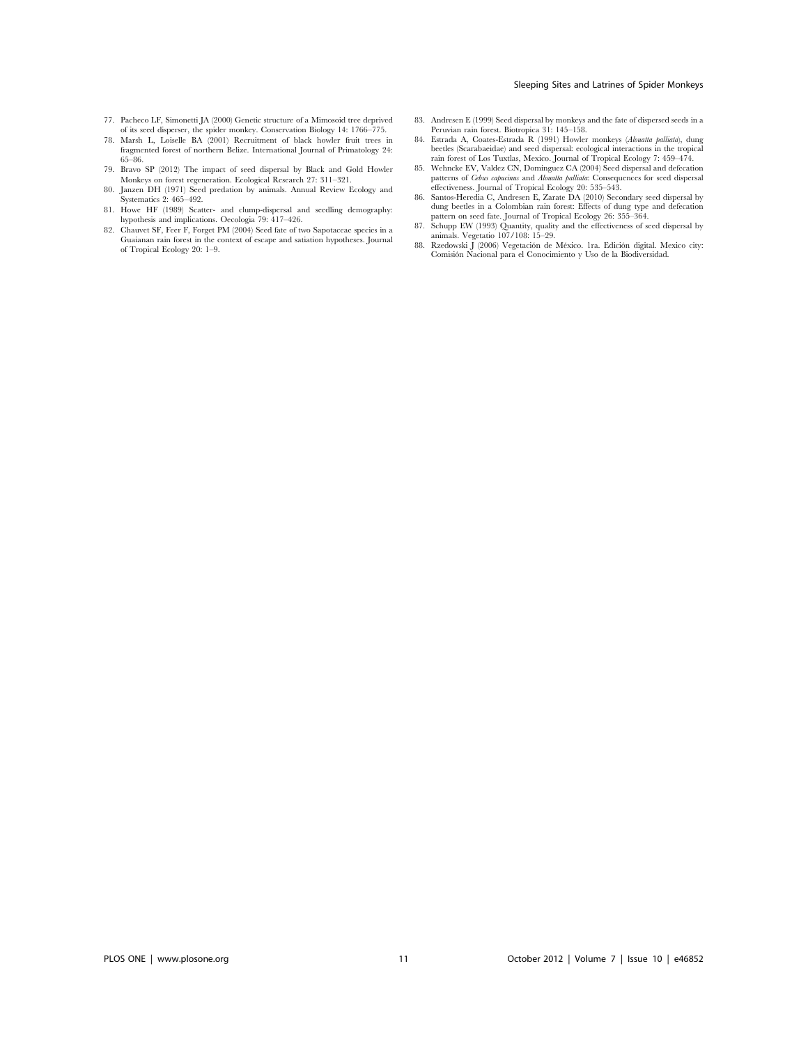77. Pacheco LF, Simonetti JA (2000) Genetic structure of a Mimosoid tree deprived of its seed disperser, the spider monkey. Conservation Biology 14: 1766–775.
78. Marsh L, Loiselle BA (2001) Recruitment of black howler fruit trees in fragmented forest of northern Belize. International Journal of Primatology 24: 65–86.
79. Bravo SP (2012) The impact of seed dispersal by Black and Gold Howler Monkeys on forest regeneration. Ecological Research 27: 311–321.
80. Janzen DH (1971) Seed predation by animals. Annual Review Ecology and Systematics 2: 465–492.
81. Howe HF (1989) Scatter- and clump-dispersal and seedling demography: hypothesis and implications. Oecologia 79: 417–426.
82. Chauvet SF, Feer F, Forget PM (2004) Seed fate of two Sapotaceae species in a Guaianan rain forest in the context of escape and satiation hypotheses. Journal of Tropical Ecology 20: 1–9.
83. Andresen E (1999) Seed dispersal by monkeys and the fate of dispersed seeds in a Peruvian rain forest. Biotropica 31: 145–158.
84. Estrada A, Coates-Estrada R (1991) Howler monkeys (*Alouatta palliata*), dung beetles (Scarabaeidae) and seed dispersal: ecological interactions in the tropical rain forest of Los Tuxtlas, Mexico. Journal of Tropical Ecology 7: 459–474.
85. Wehncke EV, Valdez CN, Dominguez CA (2004) Seed dispersal and defecation patterns of *Cebus capucinus* and *Alouatta palliata*: Consequences for seed dispersal effectiveness. Journal of Tropical Ecology 20: 535–543.
86. Santos-Heredia C, Andresen E, Zarate DA (2010) Secondary seed dispersal by dung beetles in a Colombian rain forest: Effects of dung type and defecation pattern on seed fate. Journal of Tropical Ecology 26: 355–364.
87. Schupp EW (1993) Quantity, quality and the effectiveness of seed dispersal by animals. Vegetatio 107/108: 15–29.
88. Rzedowski J (2006) Vegetación de México. 1ra. Edición digital. Mexico city: Comisión Nacional para el Conocimiento y Uso de la Biodiversidad.